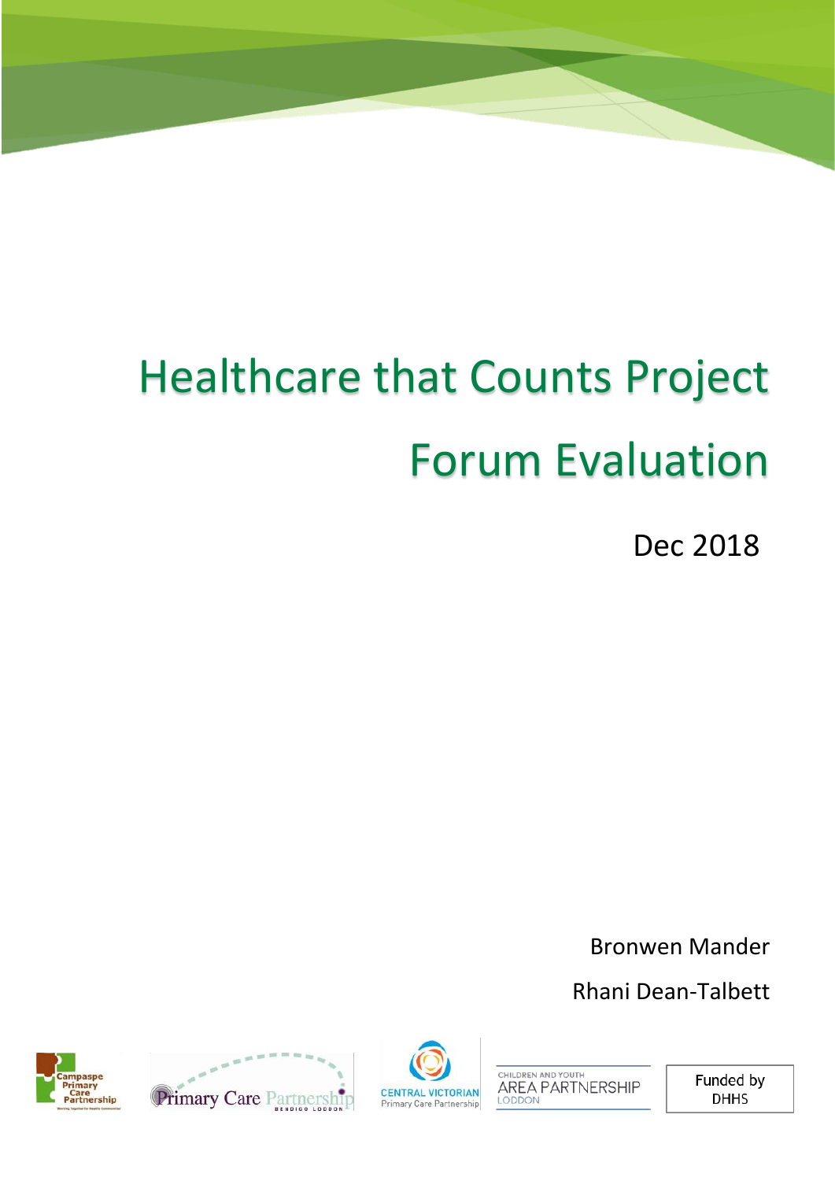# Healthcare that Counts Project

# Forum Evaluation

Dec 2018

Bronwen Mander

Rhani Dean-Talbett

Campaspe Primary Care Partnership

Primary Care Partnership Bendigo Loddon

Central Victorian Primary Care Partnership

Children and Youth Area Partnership Loddon

Funded by DHHS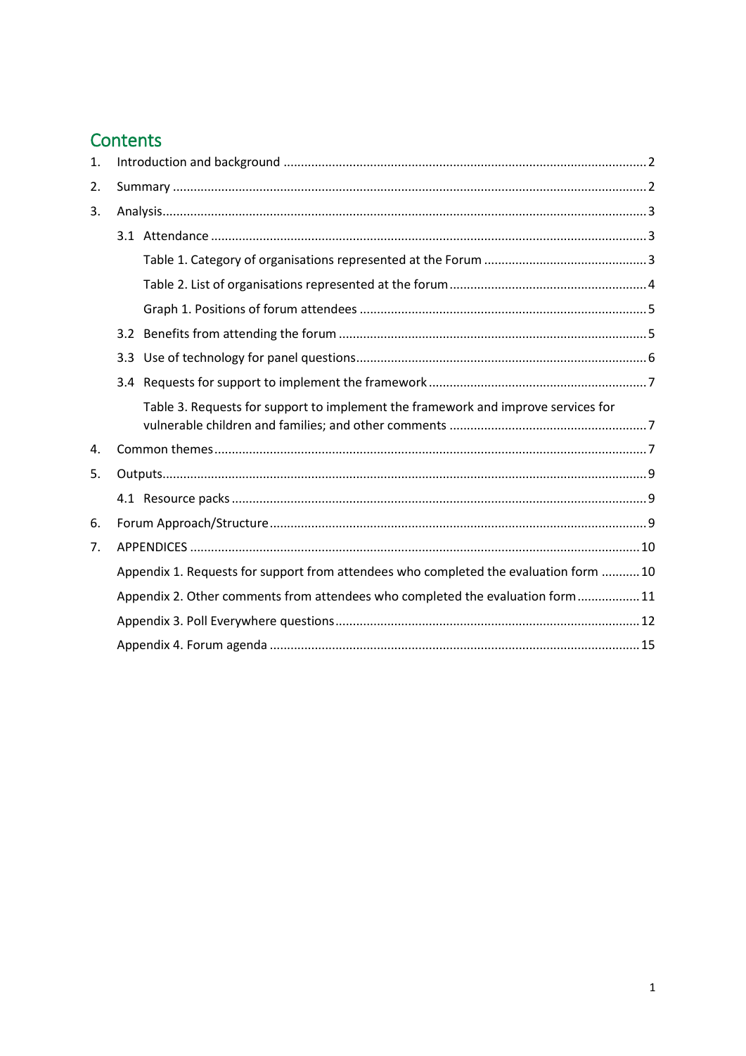# Contents

1. Introduction and background ........................................................................................ 2
2. Summary ...................................................................................................................... 2
3. Analysis......................................................................................................................... 3
   - 3.1 Attendance ........................................................................................................... 3
     - Table 1. Category of organisations represented at the Forum ............................................. 3
     - Table 2. List of organisations represented at the forum ....................................................... 4
     - Graph 1. Positions of forum attendees ................................................................................. 5
   - 3.2 Benefits from attending the forum ...................................................................... 5
   - 3.3 Use of technology for panel questions.................................................................. 6
   - 3.4 Requests for support to implement the framework ............................................. 7
     - Table 3. Requests for support to implement the framework and improve services for vulnerable children and families; and other comments ........................................................ 7
4. Common themes........................................................................................................... 7
5. Outputs......................................................................................................................... 9
   - 4.1 Resource packs ...................................................................................................... 9
6. Forum Approach/Structure.......................................................................................... 9
7. APPENDICES ................................................................................................................ 10
   - Appendix 1. Requests for support from attendees who completed the evaluation form ........... 10
   - Appendix 2. Other comments from attendees who completed the evaluation form.................. 11
   - Appendix 3. Poll Everywhere questions...................................................................... 12
   - Appendix 4. Forum agenda ......................................................................................... 15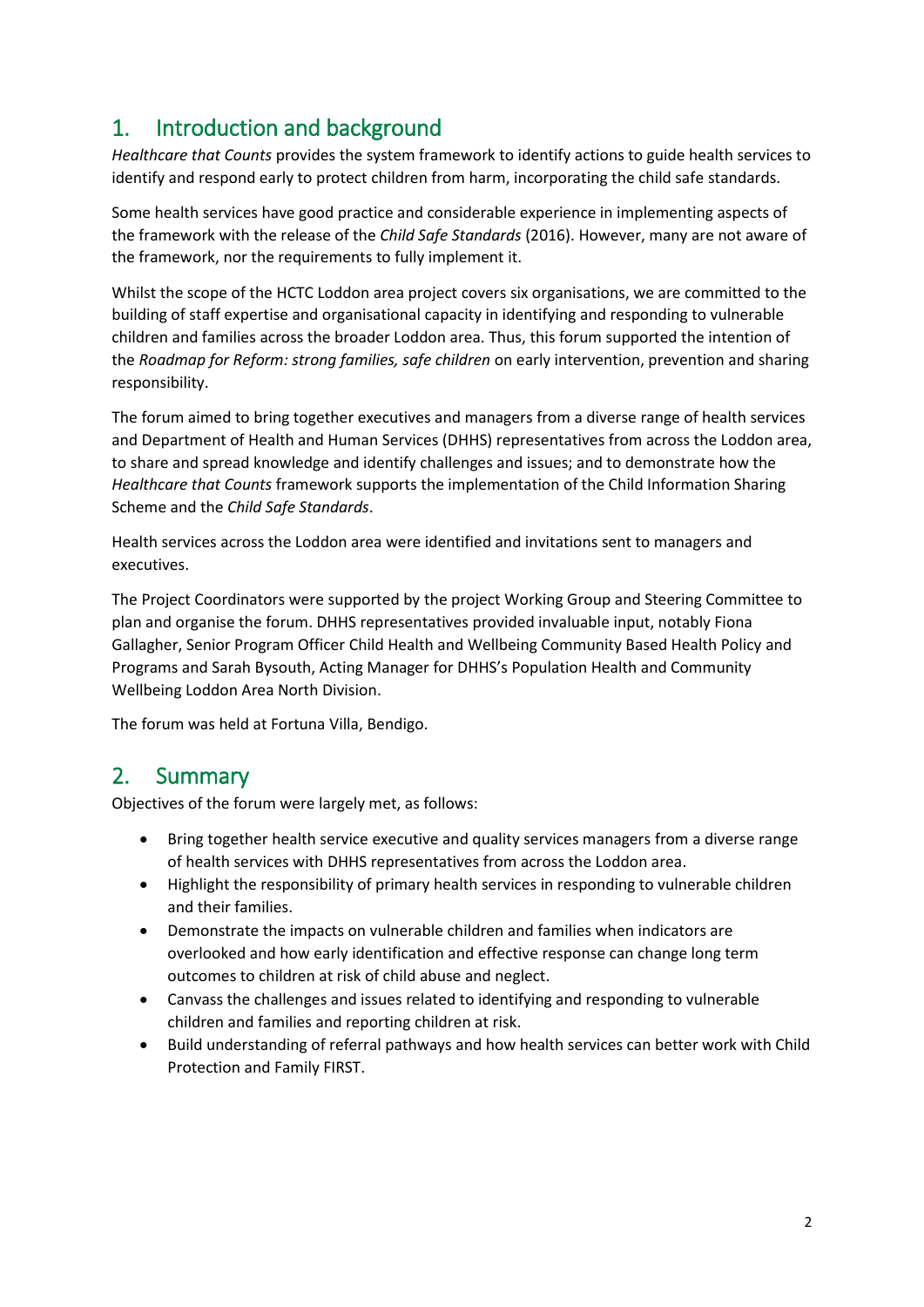## 1. Introduction and background

*Healthcare that Counts* provides the system framework to identify actions to guide health services to identify and respond early to protect children from harm, incorporating the child safe standards.

Some health services have good practice and considerable experience in implementing aspects of the framework with the release of the *Child Safe Standards* (2016). However, many are not aware of the framework, nor the requirements to fully implement it.

Whilst the scope of the HCTC Loddon area project covers six organisations, we are committed to the building of staff expertise and organisational capacity in identifying and responding to vulnerable children and families across the broader Loddon area. Thus, this forum supported the intention of the *Roadmap for Reform: strong families, safe children* on early intervention, prevention and sharing responsibility.

The forum aimed to bring together executives and managers from a diverse range of health services and Department of Health and Human Services (DHHS) representatives from across the Loddon area, to share and spread knowledge and identify challenges and issues; and to demonstrate how the *Healthcare that Counts* framework supports the implementation of the Child Information Sharing Scheme and the *Child Safe Standards*.

Health services across the Loddon area were identified and invitations sent to managers and executives.

The Project Coordinators were supported by the project Working Group and Steering Committee to plan and organise the forum. DHHS representatives provided invaluable input, notably Fiona Gallagher, Senior Program Officer Child Health and Wellbeing Community Based Health Policy and Programs and Sarah Bysouth, Acting Manager for DHHS's Population Health and Community Wellbeing Loddon Area North Division.

The forum was held at Fortuna Villa, Bendigo.

## 2. Summary

Objectives of the forum were largely met, as follows:

- Bring together health service executive and quality services managers from a diverse range of health services with DHHS representatives from across the Loddon area.
- Highlight the responsibility of primary health services in responding to vulnerable children and their families.
- Demonstrate the impacts on vulnerable children and families when indicators are overlooked and how early identification and effective response can change long term outcomes to children at risk of child abuse and neglect.
- Canvass the challenges and issues related to identifying and responding to vulnerable children and families and reporting children at risk.
- Build understanding of referral pathways and how health services can better work with Child Protection and Family FIRST.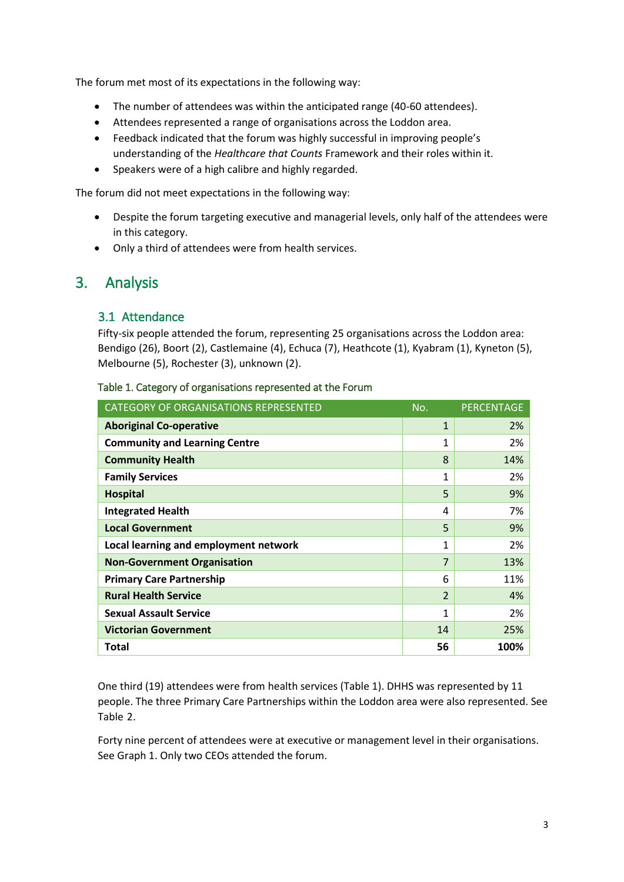The forum met most of its expectations in the following way:

- The number of attendees was within the anticipated range (40-60 attendees).
- Attendees represented a range of organisations across the Loddon area.
- Feedback indicated that the forum was highly successful in improving people's understanding of the *Healthcare that Counts* Framework and their roles within it.
- Speakers were of a high calibre and highly regarded.

The forum did not meet expectations in the following way:

- Despite the forum targeting executive and managerial levels, only half of the attendees were in this category.
- Only a third of attendees were from health services.

# 3. Analysis

## 3.1 Attendance

Fifty-six people attended the forum, representing 25 organisations across the Loddon area: Bendigo (26), Boort (2), Castlemaine (4), Echuca (7), Heathcote (1), Kyabram (1), Kyneton (5), Melbourne (5), Rochester (3), unknown (2).

Table 1. Category of organisations represented at the Forum

| CATEGORY OF ORGANISATIONS REPRESENTED | No. | PERCENTAGE |
|---|---|---|
| **Aboriginal Co-operative** | 1 | 2% |
| **Community and Learning Centre** | 1 | 2% |
| **Community Health** | 8 | 14% |
| **Family Services** | 1 | 2% |
| **Hospital** | 5 | 9% |
| **Integrated Health** | 4 | 7% |
| **Local Government** | 5 | 9% |
| **Local learning and employment network** | 1 | 2% |
| **Non-Government Organisation** | 7 | 13% |
| **Primary Care Partnership** | 6 | 11% |
| **Rural Health Service** | 2 | 4% |
| **Sexual Assault Service** | 1 | 2% |
| **Victorian Government** | 14 | 25% |
| **Total** | **56** | **100%** |

One third (19) attendees were from health services (Table 1). DHHS was represented by 11 people. The three Primary Care Partnerships within the Loddon area were also represented. See Table 2.

Forty nine percent of attendees were at executive or management level in their organisations. See Graph 1. Only two CEOs attended the forum.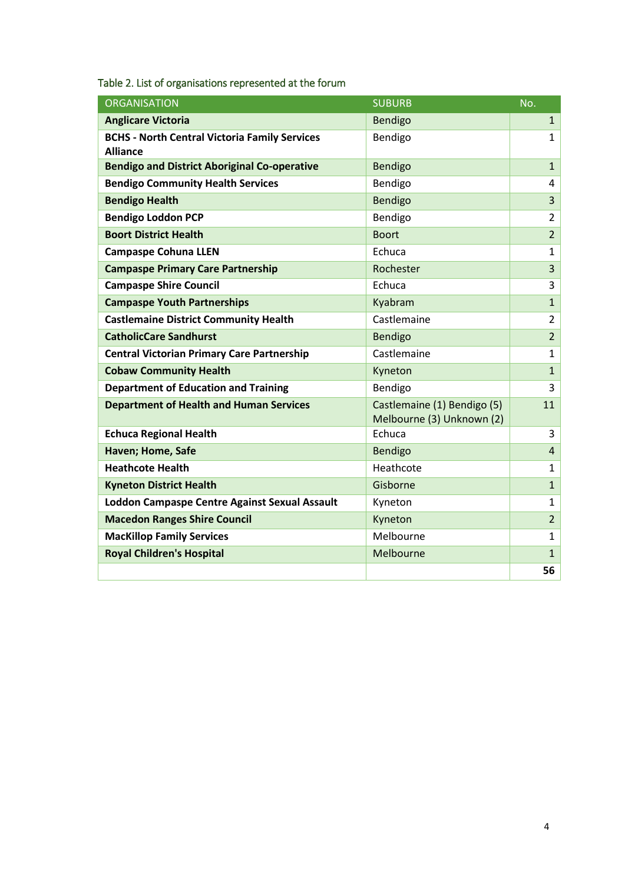Table 2. List of organisations represented at the forum

| ORGANISATION | SUBURB | No. |
|---|---|---|
| **Anglicare Victoria** | Bendigo | 1 |
| **BCHS - North Central Victoria Family Services Alliance** | Bendigo | 1 |
| **Bendigo and District Aboriginal Co-operative** | Bendigo | 1 |
| **Bendigo Community Health Services** | Bendigo | 4 |
| **Bendigo Health** | Bendigo | 3 |
| **Bendigo Loddon PCP** | Bendigo | 2 |
| **Boort District Health** | Boort | 2 |
| **Campaspe Cohuna LLEN** | Echuca | 1 |
| **Campaspe Primary Care Partnership** | Rochester | 3 |
| **Campaspe Shire Council** | Echuca | 3 |
| **Campaspe Youth Partnerships** | Kyabram | 1 |
| **Castlemaine District Community Health** | Castlemaine | 2 |
| **CatholicCare Sandhurst** | Bendigo | 2 |
| **Central Victorian Primary Care Partnership** | Castlemaine | 1 |
| **Cobaw Community Health** | Kyneton | 1 |
| **Department of Education and Training** | Bendigo | 3 |
| **Department of Health and Human Services** | Castlemaine (1) Bendigo (5) Melbourne (3) Unknown (2) | 11 |
| **Echuca Regional Health** | Echuca | 3 |
| **Haven; Home, Safe** | Bendigo | 4 |
| **Heathcote Health** | Heathcote | 1 |
| **Kyneton District Health** | Gisborne | 1 |
| **Loddon Campaspe Centre Against Sexual Assault** | Kyneton | 1 |
| **Macedon Ranges Shire Council** | Kyneton | 2 |
| **MacKillop Family Services** | Melbourne | 1 |
| **Royal Children's Hospital** | Melbourne | 1 |
| | | **56** |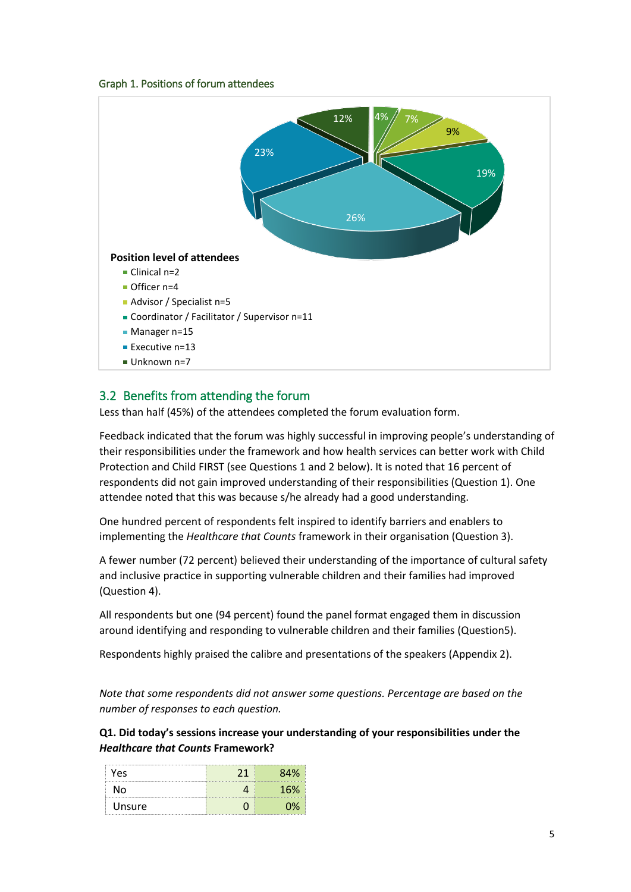Graph 1. Positions of forum attendees

**Position level of attendees**

- Clinical n=2
- Officer n=4
- Advisor / Specialist n=5
- Coordinator / Facilitator / Supervisor n=11
- Manager n=15
- Executive n=13
- Unknown n=7

## 3.2 Benefits from attending the forum

Less than half (45%) of the attendees completed the forum evaluation form.

Feedback indicated that the forum was highly successful in improving people's understanding of their responsibilities under the framework and how health services can better work with Child Protection and Child FIRST (see Questions 1 and 2 below). It is noted that 16 percent of respondents did not gain improved understanding of their responsibilities (Question 1). One attendee noted that this was because s/he already had a good understanding.

One hundred percent of respondents felt inspired to identify barriers and enablers to implementing the *Healthcare that Counts* framework in their organisation (Question 3).

A fewer number (72 percent) believed their understanding of the importance of cultural safety and inclusive practice in supporting vulnerable children and their families had improved (Question 4).

All respondents but one (94 percent) found the panel format engaged them in discussion around identifying and responding to vulnerable children and their families (Question5).

Respondents highly praised the calibre and presentations of the speakers (Appendix 2).

*Note that some respondents did not answer some questions. Percentage are based on the number of responses to each question.*

**Q1. Did today's sessions increase your understanding of your responsibilities under the *Healthcare that Counts* Framework?**

| | | |
|---|---|---|
| Yes | 21 | 84% |
| No | 4 | 16% |
| Unsure | 0 | 0% |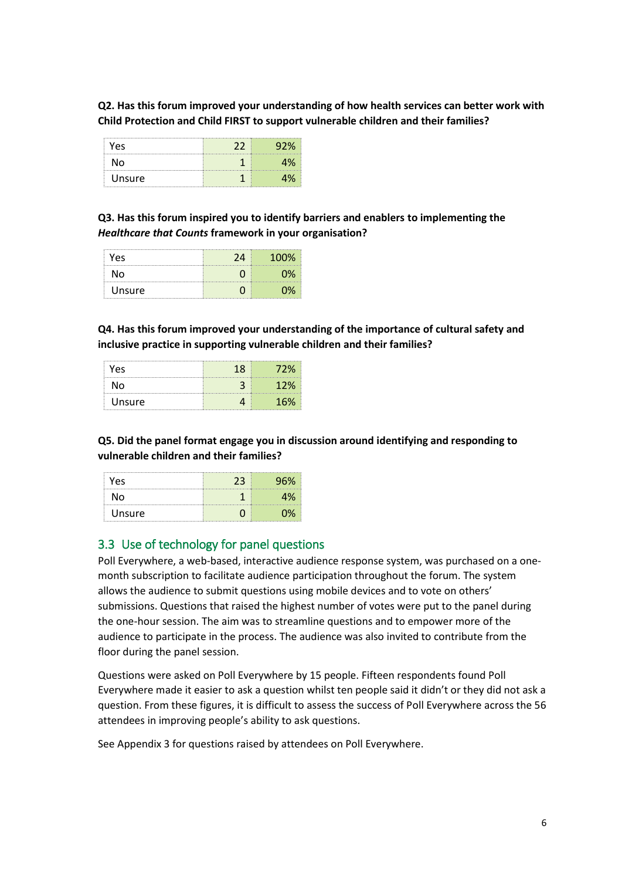**Q2. Has this forum improved your understanding of how health services can better work with Child Protection and Child FIRST to support vulnerable children and their families?**

| | | |
|---|---|---|
| Yes | 22 | 92% |
| No | 1 | 4% |
| Unsure | 1 | 4% |

**Q3. Has this forum inspired you to identify barriers and enablers to implementing the *Healthcare that Counts* framework in your organisation?**

| | | |
|---|---|---|
| Yes | 24 | 100% |
| No | 0 | 0% |
| Unsure | 0 | 0% |

**Q4. Has this forum improved your understanding of the importance of cultural safety and inclusive practice in supporting vulnerable children and their families?**

| | | |
|---|---|---|
| Yes | 18 | 72% |
| No | 3 | 12% |
| Unsure | 4 | 16% |

**Q5. Did the panel format engage you in discussion around identifying and responding to vulnerable children and their families?**

| | | |
|---|---|---|
| Yes | 23 | 96% |
| No | 1 | 4% |
| Unsure | 0 | 0% |

## 3.3 Use of technology for panel questions

Poll Everywhere, a web-based, interactive audience response system, was purchased on a one-month subscription to facilitate audience participation throughout the forum. The system allows the audience to submit questions using mobile devices and to vote on others' submissions. Questions that raised the highest number of votes were put to the panel during the one-hour session. The aim was to streamline questions and to empower more of the audience to participate in the process. The audience was also invited to contribute from the floor during the panel session.

Questions were asked on Poll Everywhere by 15 people. Fifteen respondents found Poll Everywhere made it easier to ask a question whilst ten people said it didn't or they did not ask a question. From these figures, it is difficult to assess the success of Poll Everywhere across the 56 attendees in improving people's ability to ask questions.

See Appendix 3 for questions raised by attendees on Poll Everywhere.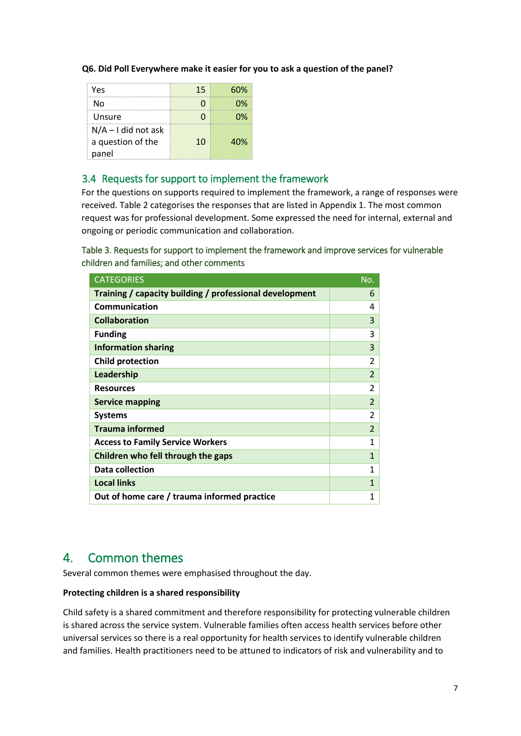**Q6. Did Poll Everywhere make it easier for you to ask a question of the panel?**

| | | |
|---|---|---|
| Yes | 15 | 60% |
| No | 0 | 0% |
| Unsure | 0 | 0% |
| N/A – I did not ask a question of the panel | 10 | 40% |

### 3.4 Requests for support to implement the framework

For the questions on supports required to implement the framework, a range of responses were received. Table 2 categorises the responses that are listed in Appendix 1. The most common request was for professional development. Some expressed the need for internal, external and ongoing or periodic communication and collaboration.

Table 3. Requests for support to implement the framework and improve services for vulnerable children and families; and other comments

| CATEGORIES | No. |
|---|---|
| **Training / capacity building / professional development** | 6 |
| **Communication** | 4 |
| **Collaboration** | 3 |
| **Funding** | 3 |
| **Information sharing** | 3 |
| **Child protection** | 2 |
| **Leadership** | 2 |
| **Resources** | 2 |
| **Service mapping** | 2 |
| **Systems** | 2 |
| **Trauma informed** | 2 |
| **Access to Family Service Workers** | 1 |
| **Children who fell through the gaps** | 1 |
| **Data collection** | 1 |
| **Local links** | 1 |
| **Out of home care / trauma informed practice** | 1 |

## 4. Common themes

Several common themes were emphasised throughout the day.

**Protecting children is a shared responsibility**

Child safety is a shared commitment and therefore responsibility for protecting vulnerable children is shared across the service system. Vulnerable families often access health services before other universal services so there is a real opportunity for health services to identify vulnerable children and families. Health practitioners need to be attuned to indicators of risk and vulnerability and to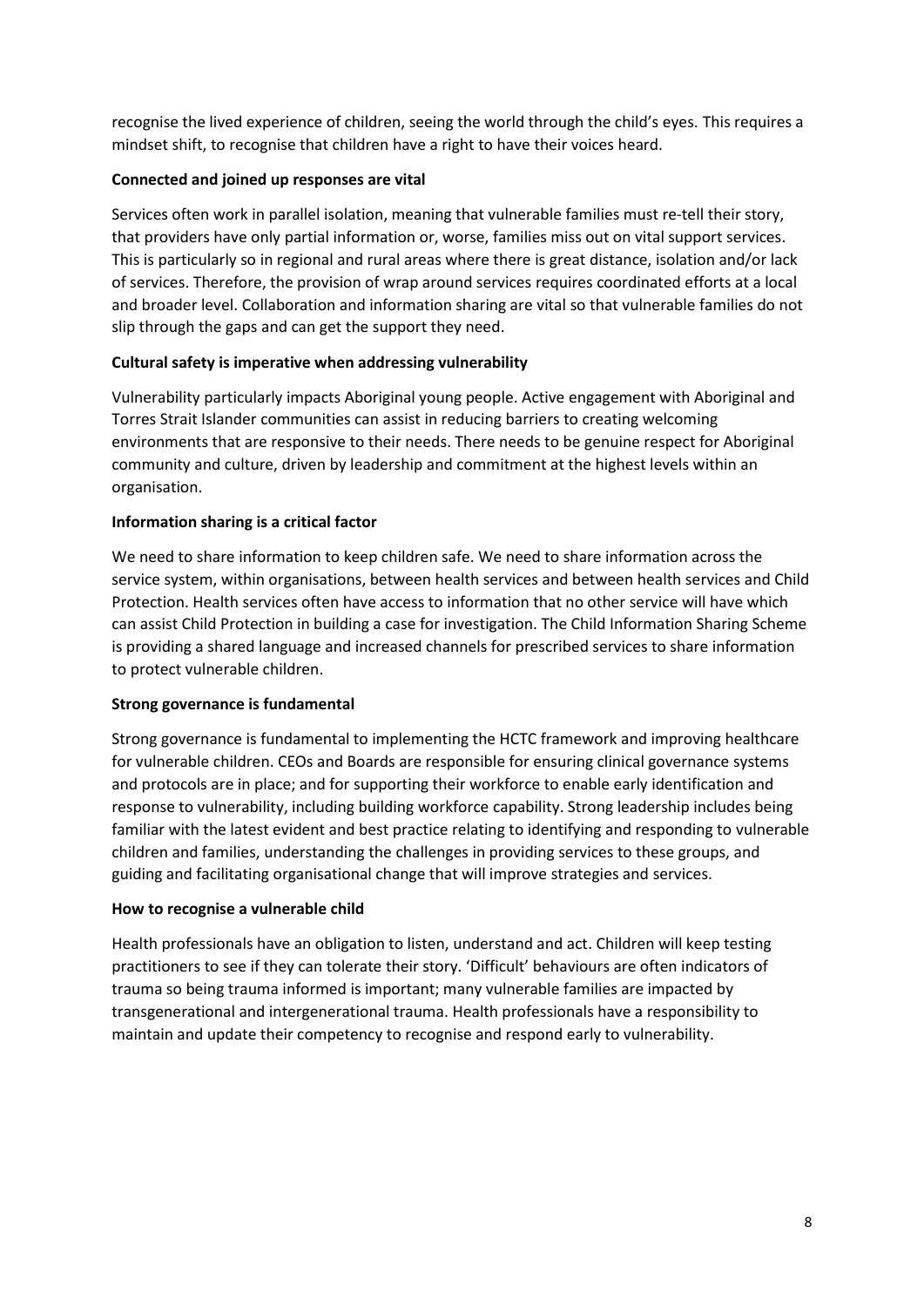recognise the lived experience of children, seeing the world through the child's eyes. This requires a mindset shift, to recognise that children have a right to have their voices heard.

**Connected and joined up responses are vital**

Services often work in parallel isolation, meaning that vulnerable families must re-tell their story, that providers have only partial information or, worse, families miss out on vital support services. This is particularly so in regional and rural areas where there is great distance, isolation and/or lack of services. Therefore, the provision of wrap around services requires coordinated efforts at a local and broader level. Collaboration and information sharing are vital so that vulnerable families do not slip through the gaps and can get the support they need.

**Cultural safety is imperative when addressing vulnerability**

Vulnerability particularly impacts Aboriginal young people. Active engagement with Aboriginal and Torres Strait Islander communities can assist in reducing barriers to creating welcoming environments that are responsive to their needs. There needs to be genuine respect for Aboriginal community and culture, driven by leadership and commitment at the highest levels within an organisation.

**Information sharing is a critical factor**

We need to share information to keep children safe. We need to share information across the service system, within organisations, between health services and between health services and Child Protection. Health services often have access to information that no other service will have which can assist Child Protection in building a case for investigation. The Child Information Sharing Scheme is providing a shared language and increased channels for prescribed services to share information to protect vulnerable children.

**Strong governance is fundamental**

Strong governance is fundamental to implementing the HCTC framework and improving healthcare for vulnerable children. CEOs and Boards are responsible for ensuring clinical governance systems and protocols are in place; and for supporting their workforce to enable early identification and response to vulnerability, including building workforce capability. Strong leadership includes being familiar with the latest evident and best practice relating to identifying and responding to vulnerable children and families, understanding the challenges in providing services to these groups, and guiding and facilitating organisational change that will improve strategies and services.

**How to recognise a vulnerable child**

Health professionals have an obligation to listen, understand and act. Children will keep testing practitioners to see if they can tolerate their story. 'Difficult' behaviours are often indicators of trauma so being trauma informed is important; many vulnerable families are impacted by transgenerational and intergenerational trauma. Health professionals have a responsibility to maintain and update their competency to recognise and respond early to vulnerability.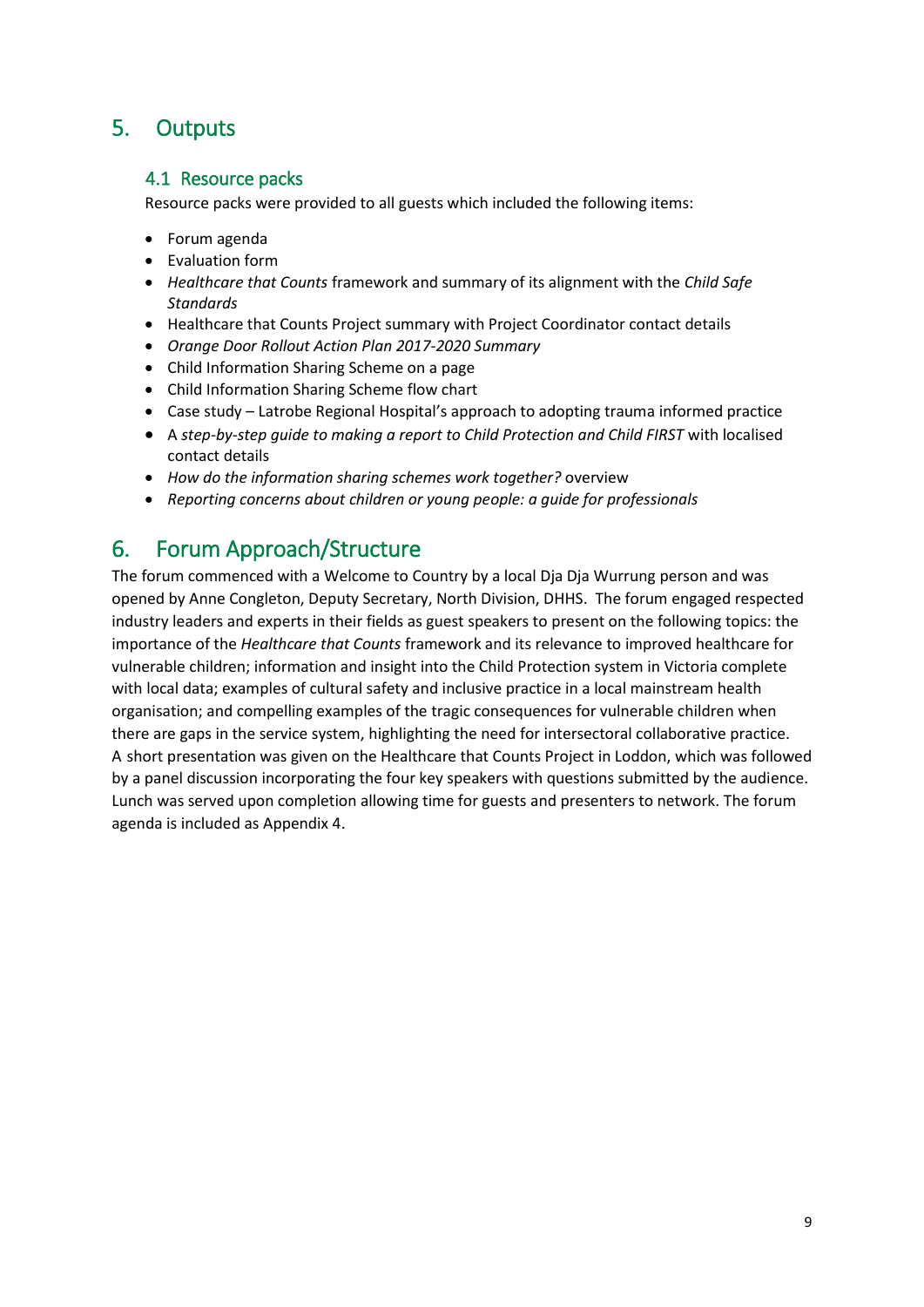## 5. Outputs

### 4.1 Resource packs

Resource packs were provided to all guests which included the following items:

- Forum agenda
- Evaluation form
- *Healthcare that Counts* framework and summary of its alignment with the *Child Safe Standards*
- Healthcare that Counts Project summary with Project Coordinator contact details
- *Orange Door Rollout Action Plan 2017-2020 Summary*
- Child Information Sharing Scheme on a page
- Child Information Sharing Scheme flow chart
- Case study – Latrobe Regional Hospital's approach to adopting trauma informed practice
- A *step-by-step guide to making a report to Child Protection and Child FIRST* with localised contact details
- *How do the information sharing schemes work together?* overview
- *Reporting concerns about children or young people: a guide for professionals*

## 6. Forum Approach/Structure

The forum commenced with a Welcome to Country by a local Dja Dja Wurrung person and was opened by Anne Congleton, Deputy Secretary, North Division, DHHS. The forum engaged respected industry leaders and experts in their fields as guest speakers to present on the following topics: the importance of the *Healthcare that Counts* framework and its relevance to improved healthcare for vulnerable children; information and insight into the Child Protection system in Victoria complete with local data; examples of cultural safety and inclusive practice in a local mainstream health organisation; and compelling examples of the tragic consequences for vulnerable children when there are gaps in the service system, highlighting the need for intersectoral collaborative practice. A short presentation was given on the Healthcare that Counts Project in Loddon, which was followed by a panel discussion incorporating the four key speakers with questions submitted by the audience. Lunch was served upon completion allowing time for guests and presenters to network. The forum agenda is included as Appendix 4.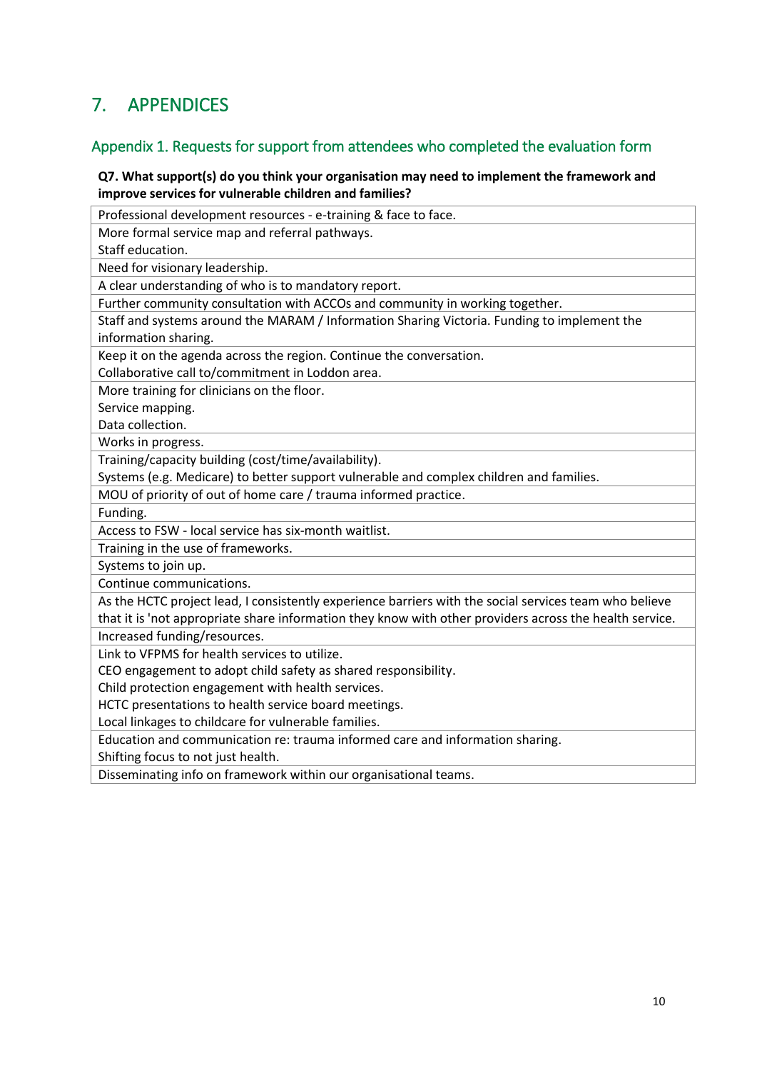# 7. APPENDICES

## Appendix 1. Requests for support from attendees who completed the evaluation form

**Q7. What support(s) do you think your organisation may need to implement the framework and improve services for vulnerable children and families?**

| |
|---|
| Professional development resources - e-training & face to face. |
| More formal service map and referral pathways.<br>Staff education. |
| Need for visionary leadership. |
| A clear understanding of who is to mandatory report. |
| Further community consultation with ACCOs and community in working together. |
| Staff and systems around the MARAM / Information Sharing Victoria. Funding to implement the information sharing. |
| Keep it on the agenda across the region. Continue the conversation.<br>Collaborative call to/commitment in Loddon area. |
| More training for clinicians on the floor.<br>Service mapping.<br>Data collection. |
| Works in progress. |
| Training/capacity building (cost/time/availability).<br>Systems (e.g. Medicare) to better support vulnerable and complex children and families. |
| MOU of priority of out of home care / trauma informed practice. |
| Funding. |
| Access to FSW - local service has six-month waitlist. |
| Training in the use of frameworks. |
| Systems to join up. |
| Continue communications. |
| As the HCTC project lead, I consistently experience barriers with the social services team who believe that it is 'not appropriate share information they know with other providers across the health service. |
| Increased funding/resources. |
| Link to VFPMS for health services to utilize.<br>CEO engagement to adopt child safety as shared responsibility.<br>Child protection engagement with health services.<br>HCTC presentations to health service board meetings.<br>Local linkages to childcare for vulnerable families. |
| Education and communication re: trauma informed care and information sharing.<br>Shifting focus to not just health. |
| Disseminating info on framework within our organisational teams. |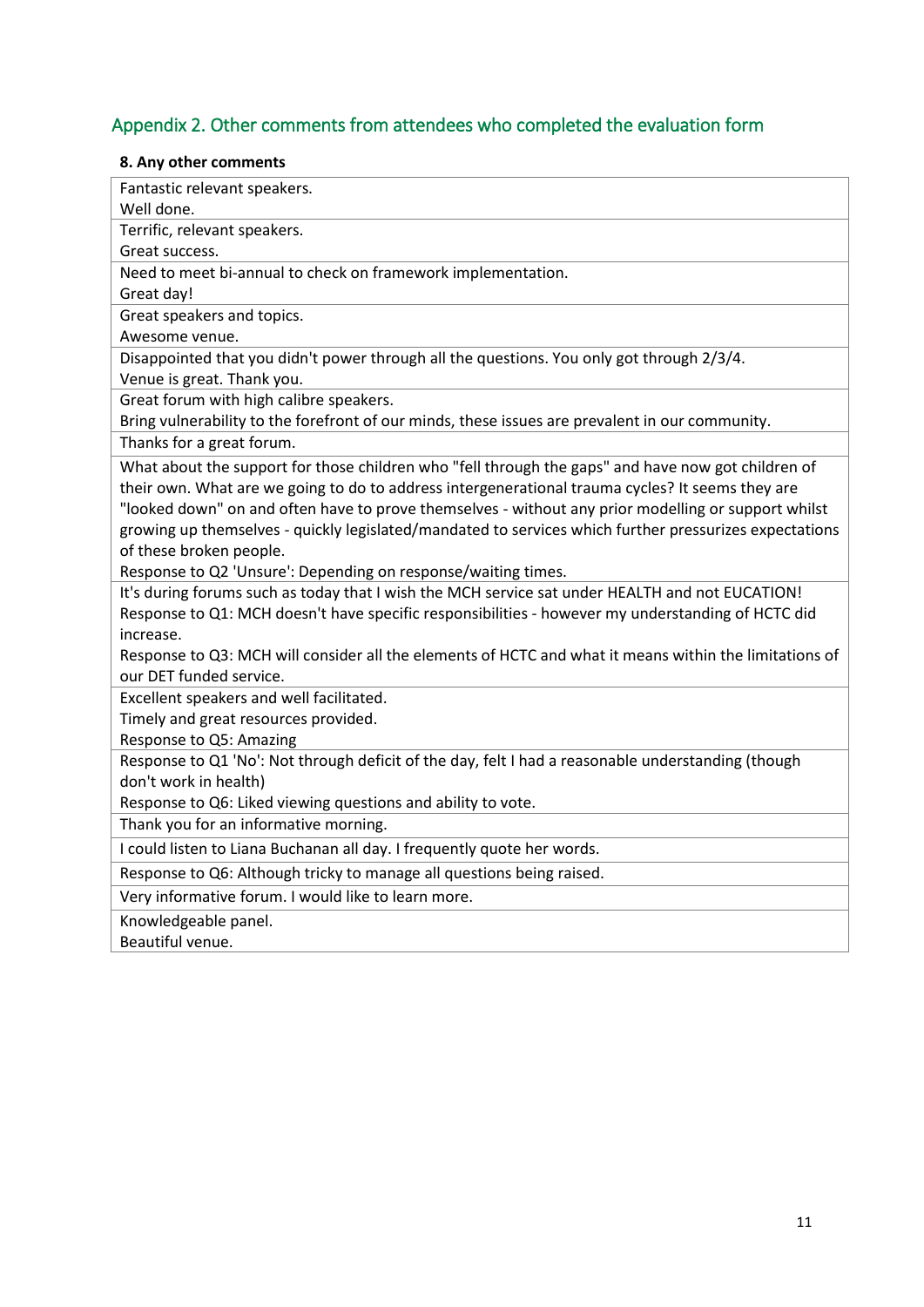## Appendix 2. Other comments from attendees who completed the evaluation form

| **8. Any other comments** |
| --- |
| Fantastic relevant speakers.<br>Well done. |
| Terrific, relevant speakers.<br>Great success. |
| Need to meet bi-annual to check on framework implementation.<br>Great day! |
| Great speakers and topics.<br>Awesome venue. |
| Disappointed that you didn't power through all the questions. You only got through 2/3/4.<br>Venue is great. Thank you. |
| Great forum with high calibre speakers.<br>Bring vulnerability to the forefront of our minds, these issues are prevalent in our community. |
| Thanks for a great forum. |
| What about the support for those children who "fell through the gaps" and have now got children of their own. What are we going to do to address intergenerational trauma cycles? It seems they are "looked down" on and often have to prove themselves - without any prior modelling or support whilst growing up themselves - quickly legislated/mandated to services which further pressurizes expectations of these broken people.<br>Response to Q2 'Unsure': Depending on response/waiting times. |
| It's during forums such as today that I wish the MCH service sat under HEALTH and not EUCATION!<br>Response to Q1: MCH doesn't have specific responsibilities - however my understanding of HCTC did increase.<br>Response to Q3: MCH will consider all the elements of HCTC and what it means within the limitations of our DET funded service. |
| Excellent speakers and well facilitated.<br>Timely and great resources provided.<br>Response to Q5: Amazing |
| Response to Q1 'No': Not through deficit of the day, felt I had a reasonable understanding (though don't work in health)<br>Response to Q6: Liked viewing questions and ability to vote. |
| Thank you for an informative morning. |
| I could listen to Liana Buchanan all day. I frequently quote her words. |
| Response to Q6: Although tricky to manage all questions being raised. |
| Very informative forum. I would like to learn more. |
| Knowledgeable panel.<br>Beautiful venue. |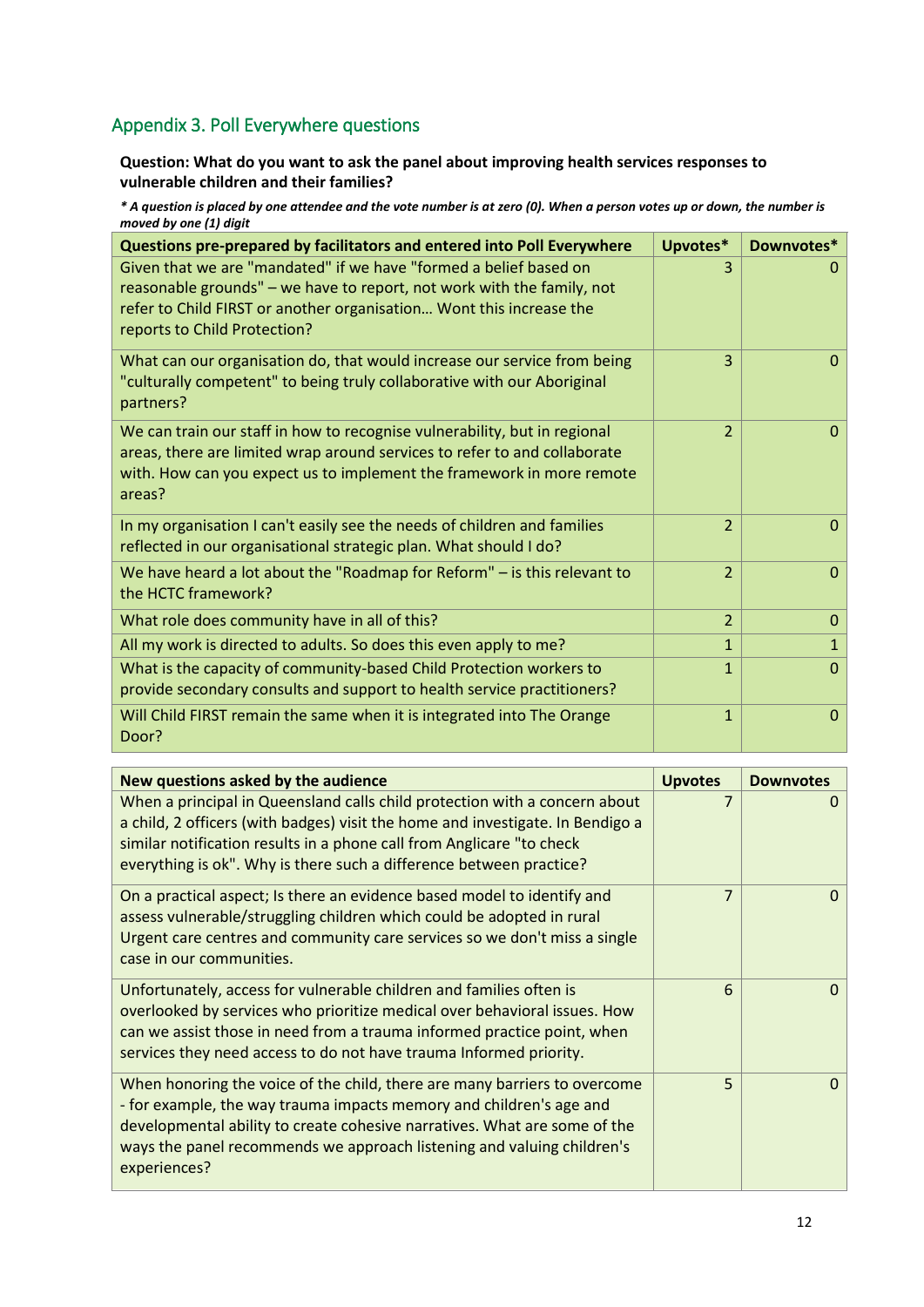## Appendix 3. Poll Everywhere questions

**Question: What do you want to ask the panel about improving health services responses to vulnerable children and their families?**

***\* A question is placed by one attendee and the vote number is at zero (0). When a person votes up or down, the number is moved by one (1) digit***

| Questions pre-prepared by facilitators and entered into Poll Everywhere | Upvotes* | Downvotes* |
|---|---|---|
| Given that we are "mandated" if we have "formed a belief based on reasonable grounds" – we have to report, not work with the family, not refer to Child FIRST or another organisation… Wont this increase the reports to Child Protection? | 3 | 0 |
| What can our organisation do, that would increase our service from being "culturally competent" to being truly collaborative with our Aboriginal partners? | 3 | 0 |
| We can train our staff in how to recognise vulnerability, but in regional areas, there are limited wrap around services to refer to and collaborate with. How can you expect us to implement the framework in more remote areas? | 2 | 0 |
| In my organisation I can't easily see the needs of children and families reflected in our organisational strategic plan. What should I do? | 2 | 0 |
| We have heard a lot about the "Roadmap for Reform" – is this relevant to the HCTC framework? | 2 | 0 |
| What role does community have in all of this? | 2 | 0 |
| All my work is directed to adults. So does this even apply to me? | 1 | 1 |
| What is the capacity of community-based Child Protection workers to provide secondary consults and support to health service practitioners? | 1 | 0 |
| Will Child FIRST remain the same when it is integrated into The Orange Door? | 1 | 0 |

| New questions asked by the audience | Upvotes | Downvotes |
|---|---|---|
| When a principal in Queensland calls child protection with a concern about a child, 2 officers (with badges) visit the home and investigate. In Bendigo a similar notification results in a phone call from Anglicare "to check everything is ok". Why is there such a difference between practice? | 7 | 0 |
| On a practical aspect; Is there an evidence based model to identify and assess vulnerable/struggling children which could be adopted in rural Urgent care centres and community care services so we don't miss a single case in our communities. | 7 | 0 |
| Unfortunately, access for vulnerable children and families often is overlooked by services who prioritize medical over behavioral issues. How can we assist those in need from a trauma informed practice point, when services they need access to do not have trauma Informed priority. | 6 | 0 |
| When honoring the voice of the child, there are many barriers to overcome - for example, the way trauma impacts memory and children's age and developmental ability to create cohesive narratives. What are some of the ways the panel recommends we approach listening and valuing children's experiences? | 5 | 0 |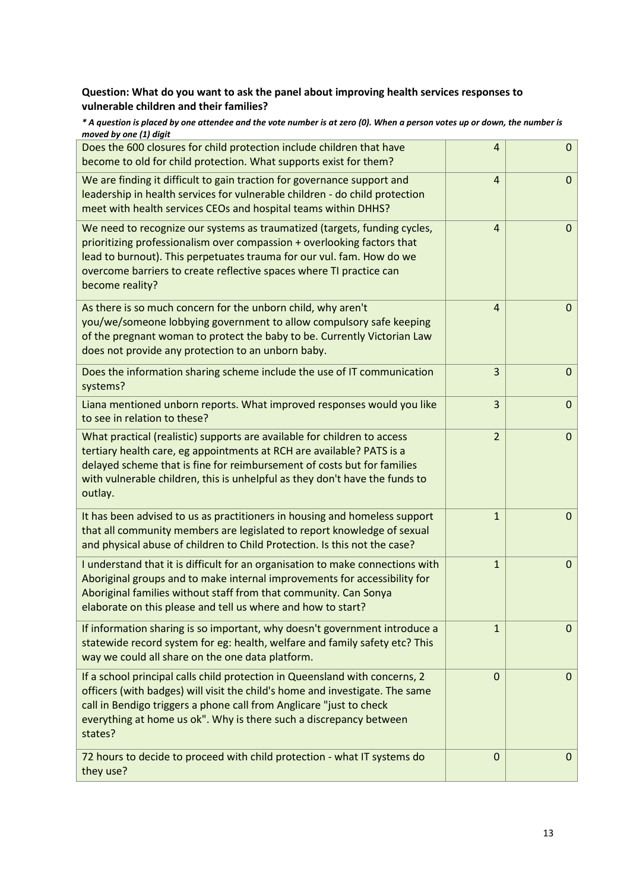**Question: What do you want to ask the panel about improving health services responses to vulnerable children and their families?**

***\* A question is placed by one attendee and the vote number is at zero (0). When a person votes up or down, the number is moved by one (1) digit***

| | | |
|---|---|---|
| Does the 600 closures for child protection include children that have become to old for child protection. What supports exist for them? | 4 | 0 |
| We are finding it difficult to gain traction for governance support and leadership in health services for vulnerable children - do child protection meet with health services CEOs and hospital teams within DHHS? | 4 | 0 |
| We need to recognize our systems as traumatized (targets, funding cycles, prioritizing professionalism over compassion + overlooking factors that lead to burnout). This perpetuates trauma for our vul. fam. How do we overcome barriers to create reflective spaces where TI practice can become reality? | 4 | 0 |
| As there is so much concern for the unborn child, why aren't you/we/someone lobbying government to allow compulsory safe keeping of the pregnant woman to protect the baby to be. Currently Victorian Law does not provide any protection to an unborn baby. | 4 | 0 |
| Does the information sharing scheme include the use of IT communication systems? | 3 | 0 |
| Liana mentioned unborn reports. What improved responses would you like to see in relation to these? | 3 | 0 |
| What practical (realistic) supports are available for children to access tertiary health care, eg appointments at RCH are available? PATS is a delayed scheme that is fine for reimbursement of costs but for families with vulnerable children, this is unhelpful as they don't have the funds to outlay. | 2 | 0 |
| It has been advised to us as practitioners in housing and homeless support that all community members are legislated to report knowledge of sexual and physical abuse of children to Child Protection. Is this not the case? | 1 | 0 |
| I understand that it is difficult for an organisation to make connections with Aboriginal groups and to make internal improvements for accessibility for Aboriginal families without staff from that community. Can Sonya elaborate on this please and tell us where and how to start? | 1 | 0 |
| If information sharing is so important, why doesn't government introduce a statewide record system for eg: health, welfare and family safety etc? This way we could all share on the one data platform. | 1 | 0 |
| If a school principal calls child protection in Queensland with concerns, 2 officers (with badges) will visit the child's home and investigate. The same call in Bendigo triggers a phone call from Anglicare "just to check everything at home us ok". Why is there such a discrepancy between states? | 0 | 0 |
| 72 hours to decide to proceed with child protection - what IT systems do they use? | 0 | 0 |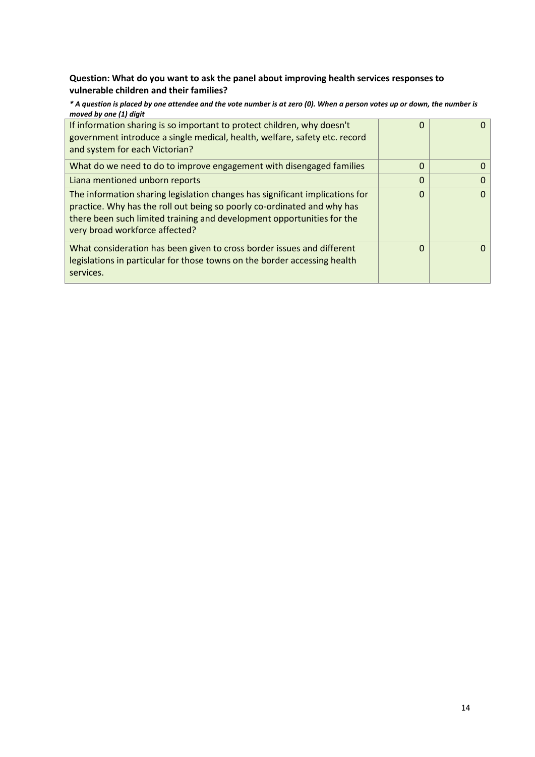**Question: What do you want to ask the panel about improving health services responses to vulnerable children and their families?**

***** A question is placed by one attendee and the vote number is at zero (0). When a person votes up or down, the number is moved by one (1) digit***

| | | |
|---|---|---|
| If information sharing is so important to protect children, why doesn't government introduce a single medical, health, welfare, safety etc. record and system for each Victorian? | 0 | 0 |
| What do we need to do to improve engagement with disengaged families | 0 | 0 |
| Liana mentioned unborn reports | 0 | 0 |
| The information sharing legislation changes has significant implications for practice. Why has the roll out being so poorly co-ordinated and why has there been such limited training and development opportunities for the very broad workforce affected? | 0 | 0 |
| What consideration has been given to cross border issues and different legislations in particular for those towns on the border accessing health services. | 0 | 0 |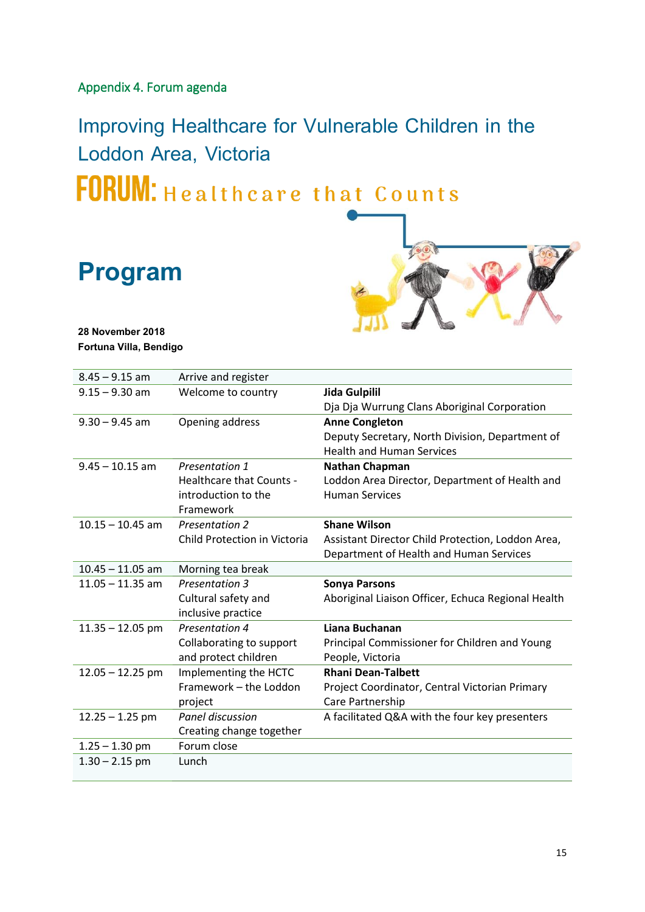## Appendix 4. Forum agenda

# Improving Healthcare for Vulnerable Children in the Loddon Area, Victoria

**FORUM:** Healthcare that Counts

# Program

**28 November 2018**
**Fortuna Villa, Bendigo**

| Time | Session | Presenter |
|---|---|---|
| 8.45 – 9.15 am | Arrive and register | |
| 9.15 – 9.30 am | Welcome to country | **Jida Gulpilil**<br>Dja Dja Wurrung Clans Aboriginal Corporation |
| 9.30 – 9.45 am | Opening address | **Anne Congleton**<br>Deputy Secretary, North Division, Department of Health and Human Services |
| 9.45 – 10.15 am | *Presentation 1*<br>Healthcare that Counts - introduction to the Framework | **Nathan Chapman**<br>Loddon Area Director, Department of Health and Human Services |
| 10.15 – 10.45 am | *Presentation 2*<br>Child Protection in Victoria | **Shane Wilson**<br>Assistant Director Child Protection, Loddon Area, Department of Health and Human Services |
| 10.45 – 11.05 am | Morning tea break | |
| 11.05 – 11.35 am | *Presentation 3*<br>Cultural safety and inclusive practice | **Sonya Parsons**<br>Aboriginal Liaison Officer, Echuca Regional Health |
| 11.35 – 12.05 pm | *Presentation 4*<br>Collaborating to support and protect children | **Liana Buchanan**<br>Principal Commissioner for Children and Young People, Victoria |
| 12.05 – 12.25 pm | Implementing the HCTC Framework – the Loddon project | **Rhani Dean-Talbett**<br>Project Coordinator, Central Victorian Primary Care Partnership |
| 12.25 – 1.25 pm | *Panel discussion*<br>Creating change together | A facilitated Q&A with the four key presenters |
| 1.25 – 1.30 pm | Forum close | |
| 1.30 – 2.15 pm | Lunch | |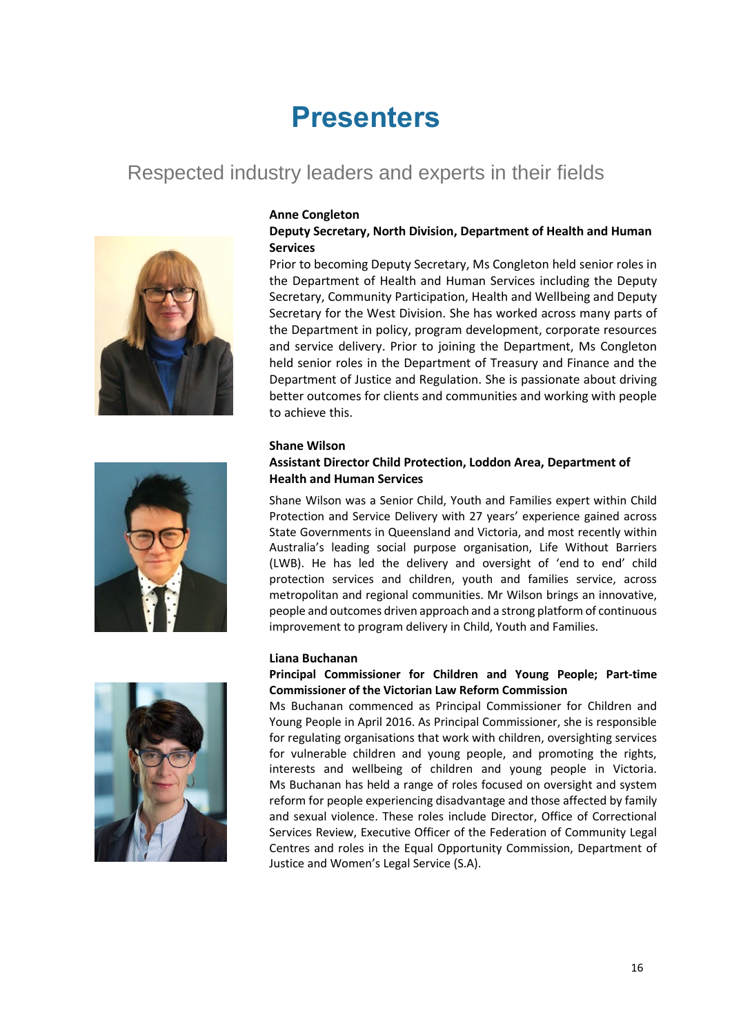# Presenters

## Respected industry leaders and experts in their fields

**Anne Congleton**

**Deputy Secretary, North Division, Department of Health and Human Services**

Prior to becoming Deputy Secretary, Ms Congleton held senior roles in the Department of Health and Human Services including the Deputy Secretary, Community Participation, Health and Wellbeing and Deputy Secretary for the West Division. She has worked across many parts of the Department in policy, program development, corporate resources and service delivery. Prior to joining the Department, Ms Congleton held senior roles in the Department of Treasury and Finance and the Department of Justice and Regulation. She is passionate about driving better outcomes for clients and communities and working with people to achieve this.

**Shane Wilson**

**Assistant Director Child Protection, Loddon Area, Department of Health and Human Services**

Shane Wilson was a Senior Child, Youth and Families expert within Child Protection and Service Delivery with 27 years' experience gained across State Governments in Queensland and Victoria, and most recently within Australia's leading social purpose organisation, Life Without Barriers (LWB). He has led the delivery and oversight of 'end to end' child protection services and children, youth and families service, across metropolitan and regional communities. Mr Wilson brings an innovative, people and outcomes driven approach and a strong platform of continuous improvement to program delivery in Child, Youth and Families.

**Liana Buchanan**

**Principal Commissioner for Children and Young People; Part-time Commissioner of the Victorian Law Reform Commission**

Ms Buchanan commenced as Principal Commissioner for Children and Young People in April 2016. As Principal Commissioner, she is responsible for regulating organisations that work with children, oversighting services for vulnerable children and young people, and promoting the rights, interests and wellbeing of children and young people in Victoria. Ms Buchanan has held a range of roles focused on oversight and system reform for people experiencing disadvantage and those affected by family and sexual violence. These roles include Director, Office of Correctional Services Review, Executive Officer of the Federation of Community Legal Centres and roles in the Equal Opportunity Commission, Department of Justice and Women's Legal Service (S.A).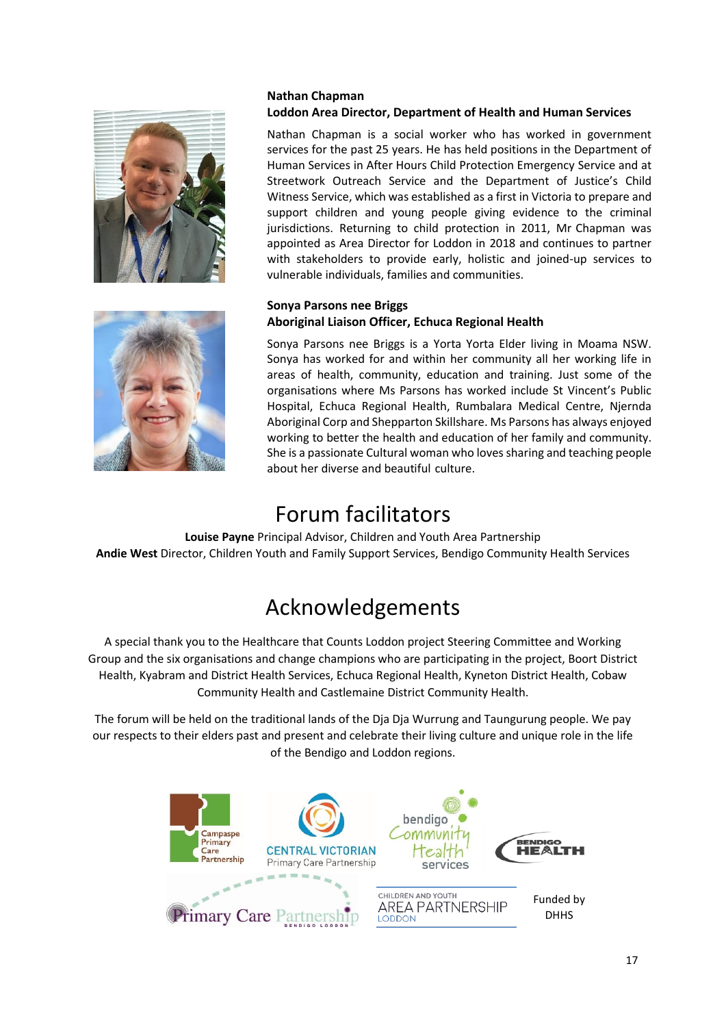**Nathan Chapman**
**Loddon Area Director, Department of Health and Human Services**

Nathan Chapman is a social worker who has worked in government services for the past 25 years. He has held positions in the Department of Human Services in After Hours Child Protection Emergency Service and at Streetwork Outreach Service and the Department of Justice's Child Witness Service, which was established as a first in Victoria to prepare and support children and young people giving evidence to the criminal jurisdictions. Returning to child protection in 2011, Mr Chapman was appointed as Area Director for Loddon in 2018 and continues to partner with stakeholders to provide early, holistic and joined-up services to vulnerable individuals, families and communities.

**Sonya Parsons nee Briggs**
**Aboriginal Liaison Officer, Echuca Regional Health**

Sonya Parsons nee Briggs is a Yorta Yorta Elder living in Moama NSW. Sonya has worked for and within her community all her working life in areas of health, community, education and training. Just some of the organisations where Ms Parsons has worked include St Vincent's Public Hospital, Echuca Regional Health, Rumbalara Medical Centre, Njernda Aboriginal Corp and Shepparton Skillshare. Ms Parsons has always enjoyed working to better the health and education of her family and community. She is a passionate Cultural woman who loves sharing and teaching people about her diverse and beautiful culture.

# Forum facilitators

**Louise Payne** Principal Advisor, Children and Youth Area Partnership
**Andie West** Director, Children Youth and Family Support Services, Bendigo Community Health Services

# Acknowledgements

A special thank you to the Healthcare that Counts Loddon project Steering Committee and Working Group and the six organisations and change champions who are participating in the project, Boort District Health, Kyabram and District Health Services, Echuca Regional Health, Kyneton District Health, Cobaw Community Health and Castlemaine District Community Health.

The forum will be held on the traditional lands of the Dja Dja Wurrung and Taungurung people. We pay our respects to their elders past and present and celebrate their living culture and unique role in the life of the Bendigo and Loddon regions.

Campaspe Primary Care Partnership
CENTRAL VICTORIAN Primary Care Partnership
bendigo Community Health services
BENDIGO HEALTH
Primary Care Partnership BENDIGO LODDON
CHILDREN AND YOUTH AREA PARTNERSHIP LODDON
Funded by DHHS